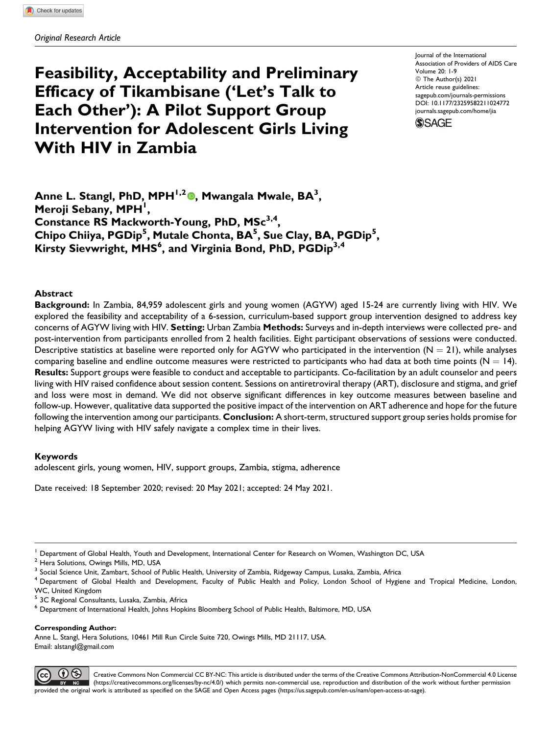*Original Research Article*

# Feasibility, Acceptability and Preliminary Efficacy of Tikambisane ('Let's Talk to Each Other'): A Pilot Support Group Intervention for Adolescent Girls Living With HIV in Zambia

Journal of the International Association of Providers of AIDS Care
Volume 20: 1-9
© The Author(s) 2021
Article reuse guidelines:
sagepub.com/journals-permissions
DOI: 10.1177/23259582211024772
journals.sagepub.com/home/jia

**Anne L. Stangl, PhD, MPH[1,2], Mwangala Mwale, BA[3], Meroji Sebany, MPH[1], Constance RS Mackworth-Young, PhD, MSc[3,4], Chipo Chiiya, PGDip[5], Mutale Chonta, BA[5], Sue Clay, BA, PGDip[5], Kirsty Sievwright, MHS[6], and Virginia Bond, PhD, PGDip[3,4]**

## Abstract

**Background:** In Zambia, 84,959 adolescent girls and young women (AGYW) aged 15-24 are currently living with HIV. We explored the feasibility and acceptability of a 6-session, curriculum-based support group intervention designed to address key concerns of AGYW living with HIV. **Setting:** Urban Zambia **Methods:** Surveys and in-depth interviews were collected pre- and post-intervention from participants enrolled from 2 health facilities. Eight participant observations of sessions were conducted. Descriptive statistics at baseline were reported only for AGYW who participated in the intervention (N = 21), while analyses comparing baseline and endline outcome measures were restricted to participants who had data at both time points (N = 14). **Results:** Support groups were feasible to conduct and acceptable to participants. Co-facilitation by an adult counselor and peers living with HIV raised confidence about session content. Sessions on antiretroviral therapy (ART), disclosure and stigma, and grief and loss were most in demand. We did not observe significant differences in key outcome measures between baseline and follow-up. However, qualitative data supported the positive impact of the intervention on ART adherence and hope for the future following the intervention among our participants. **Conclusion:** A short-term, structured support group series holds promise for helping AGYW living with HIV safely navigate a complex time in their lives.

### Keywords

adolescent girls, young women, HIV, support groups, Zambia, stigma, adherence

Date received: 18 September 2020; revised: 20 May 2021; accepted: 24 May 2021.

---

[1] Department of Global Health, Youth and Development, International Center for Research on Women, Washington DC, USA
[2] Hera Solutions, Owings Mills, MD, USA
[3] Social Science Unit, Zambart, School of Public Health, University of Zambia, Ridgeway Campus, Lusaka, Zambia, Africa
[4] Department of Global Health and Development, Faculty of Public Health and Policy, London School of Hygiene and Tropical Medicine, London, WC, United Kingdom
[5] 3C Regional Consultants, Lusaka, Zambia, Africa
[6] Department of International Health, Johns Hopkins Bloomberg School of Public Health, Baltimore, MD, USA

**Corresponding Author:**
Anne L. Stangl, Hera Solutions, 10461 Mill Run Circle Suite 720, Owings Mills, MD 21117, USA.
Email: alstangl@gmail.com

Creative Commons Non Commercial CC BY-NC: This article is distributed under the terms of the Creative Commons Attribution-NonCommercial 4.0 License (https://creativecommons.org/licenses/by-nc/4.0/) which permits non-commercial use, reproduction and distribution of the work without further permission provided the original work is attributed as specified on the SAGE and Open Access pages (https://us.sagepub.com/en-us/nam/open-access-at-sage).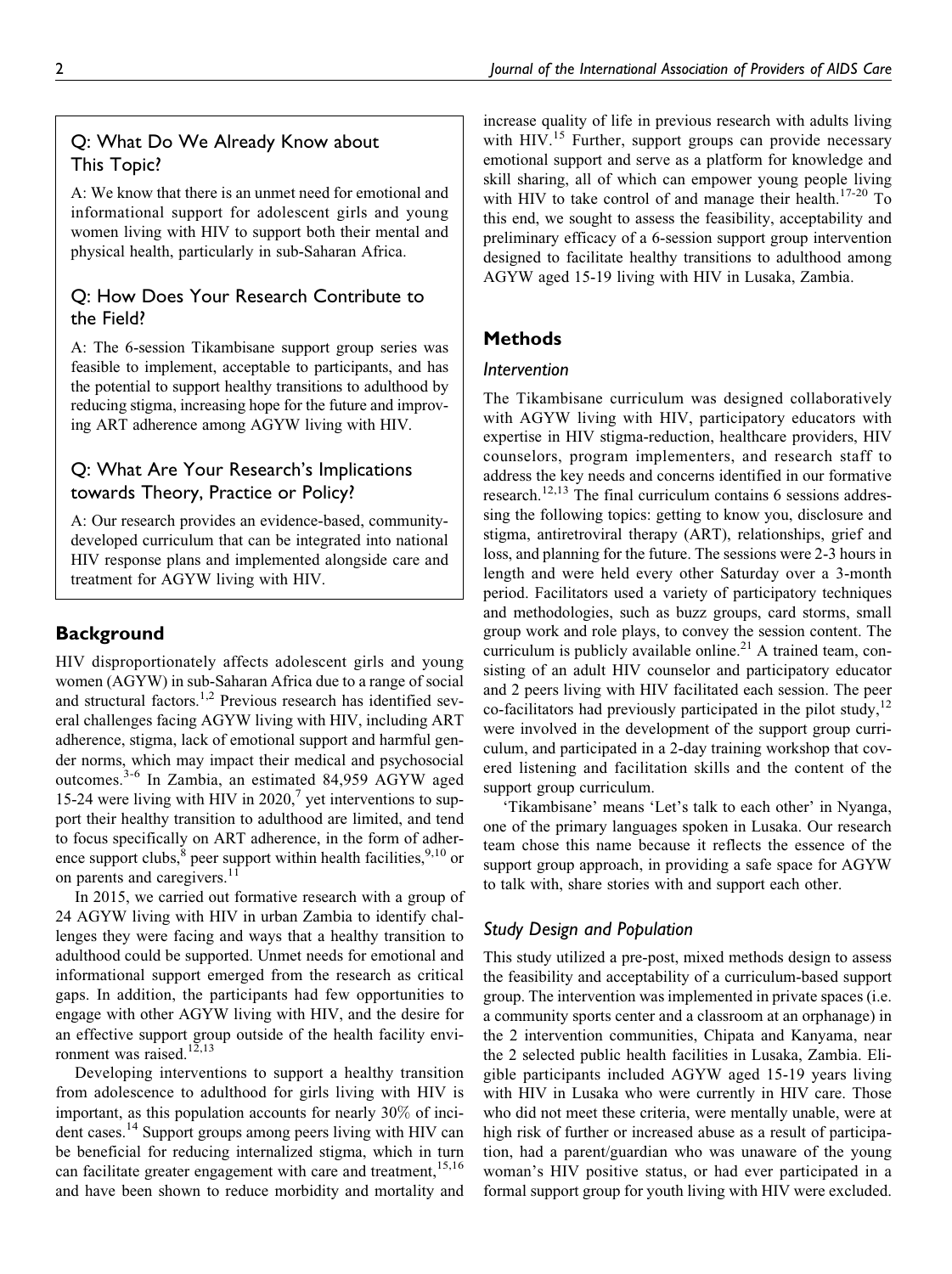### Q: What Do We Already Know about This Topic?

A: We know that there is an unmet need for emotional and informational support for adolescent girls and young women living with HIV to support both their mental and physical health, particularly in sub-Saharan Africa.

### Q: How Does Your Research Contribute to the Field?

A: The 6-session Tikambisane support group series was feasible to implement, acceptable to participants, and has the potential to support healthy transitions to adulthood by reducing stigma, increasing hope for the future and improving ART adherence among AGYW living with HIV.

### Q: What Are Your Research's Implications towards Theory, Practice or Policy?

A: Our research provides an evidence-based, community-developed curriculum that can be integrated into national HIV response plans and implemented alongside care and treatment for AGYW living with HIV.

## Background

HIV disproportionately affects adolescent girls and young women (AGYW) in sub-Saharan Africa due to a range of social and structural factors.[1,2] Previous research has identified several challenges facing AGYW living with HIV, including ART adherence, stigma, lack of emotional support and harmful gender norms, which may impact their medical and psychosocial outcomes.[3-6] In Zambia, an estimated 84,959 AGYW aged 15-24 were living with HIV in 2020,[7] yet interventions to support their healthy transition to adulthood are limited, and tend to focus specifically on ART adherence, in the form of adherence support clubs,[8] peer support within health facilities,[9,10] or on parents and caregivers.[11]

In 2015, we carried out formative research with a group of 24 AGYW living with HIV in urban Zambia to identify challenges they were facing and ways that a healthy transition to adulthood could be supported. Unmet needs for emotional and informational support emerged from the research as critical gaps. In addition, the participants had few opportunities to engage with other AGYW living with HIV, and the desire for an effective support group outside of the health facility environment was raised.[12,13]

Developing interventions to support a healthy transition from adolescence to adulthood for girls living with HIV is important, as this population accounts for nearly 30% of incident cases.[14] Support groups among peers living with HIV can be beneficial for reducing internalized stigma, which in turn can facilitate greater engagement with care and treatment,[15,16] and have been shown to reduce morbidity and mortality and increase quality of life in previous research with adults living with HIV.[15] Further, support groups can provide necessary emotional support and serve as a platform for knowledge and skill sharing, all of which can empower young people living with HIV to take control of and manage their health.[17-20] To this end, we sought to assess the feasibility, acceptability and preliminary efficacy of a 6-session support group intervention designed to facilitate healthy transitions to adulthood among AGYW aged 15-19 living with HIV in Lusaka, Zambia.

## Methods

### *Intervention*

The Tikambisane curriculum was designed collaboratively with AGYW living with HIV, participatory educators with expertise in HIV stigma-reduction, healthcare providers, HIV counselors, program implementers, and research staff to address the key needs and concerns identified in our formative research.[12,13] The final curriculum contains 6 sessions addressing the following topics: getting to know you, disclosure and stigma, antiretroviral therapy (ART), relationships, grief and loss, and planning for the future. The sessions were 2-3 hours in length and were held every other Saturday over a 3-month period. Facilitators used a variety of participatory techniques and methodologies, such as buzz groups, card storms, small group work and role plays, to convey the session content. The curriculum is publicly available online.[21] A trained team, consisting of an adult HIV counselor and participatory educator and 2 peers living with HIV facilitated each session. The peer co-facilitators had previously participated in the pilot study,[12] were involved in the development of the support group curriculum, and participated in a 2-day training workshop that covered listening and facilitation skills and the content of the support group curriculum.

'Tikambisane' means 'Let's talk to each other' in Nyanga, one of the primary languages spoken in Lusaka. Our research team chose this name because it reflects the essence of the support group approach, in providing a safe space for AGYW to talk with, share stories with and support each other.

### *Study Design and Population*

This study utilized a pre-post, mixed methods design to assess the feasibility and acceptability of a curriculum-based support group. The intervention was implemented in private spaces (i.e. a community sports center and a classroom at an orphanage) in the 2 intervention communities, Chipata and Kanyama, near the 2 selected public health facilities in Lusaka, Zambia. Eligible participants included AGYW aged 15-19 years living with HIV in Lusaka who were currently in HIV care. Those who did not meet these criteria, were mentally unable, were at high risk of further or increased abuse as a result of participation, had a parent/guardian who was unaware of the young woman's HIV positive status, or had ever participated in a formal support group for youth living with HIV were excluded.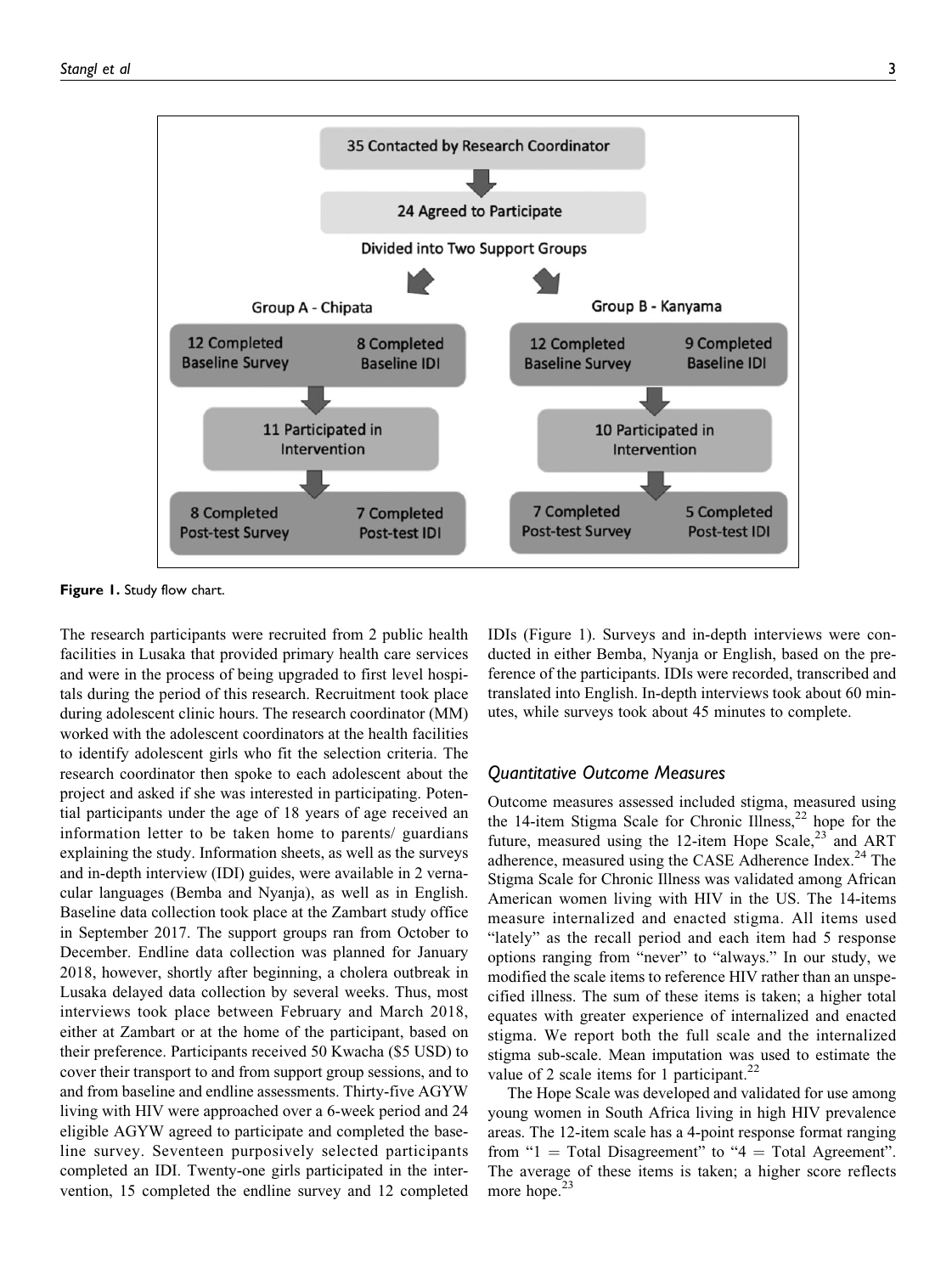35 Contacted by Research Coordinator

24 Agreed to Participate

Divided into Two Support Groups

Group A - Chipata

12 Completed Baseline Survey

8 Completed Baseline IDI

11 Participated in Intervention

8 Completed Post-test Survey

7 Completed Post-test IDI

Group B - Kanyama

12 Completed Baseline Survey

9 Completed Baseline IDI

10 Participated in Intervention

7 Completed Post-test Survey

5 Completed Post-test IDI

**Figure 1.** Study flow chart.

The research participants were recruited from 2 public health facilities in Lusaka that provided primary health care services and were in the process of being upgraded to first level hospitals during the period of this research. Recruitment took place during adolescent clinic hours. The research coordinator (MM) worked with the adolescent coordinators at the health facilities to identify adolescent girls who fit the selection criteria. The research coordinator then spoke to each adolescent about the project and asked if she was interested in participating. Potential participants under the age of 18 years of age received an information letter to be taken home to parents/ guardians explaining the study. Information sheets, as well as the surveys and in-depth interview (IDI) guides, were available in 2 vernacular languages (Bemba and Nyanja), as well as in English. Baseline data collection took place at the Zambart study office in September 2017. The support groups ran from October to December. Endline data collection was planned for January 2018, however, shortly after beginning, a cholera outbreak in Lusaka delayed data collection by several weeks. Thus, most interviews took place between February and March 2018, either at Zambart or at the home of the participant, based on their preference. Participants received 50 Kwacha ($5 USD) to cover their transport to and from support group sessions, and to and from baseline and endline assessments. Thirty-five AGYW living with HIV were approached over a 6-week period and 24 eligible AGYW agreed to participate and completed the baseline survey. Seventeen purposively selected participants completed an IDI. Twenty-one girls participated in the intervention, 15 completed the endline survey and 12 completed IDIs (Figure 1). Surveys and in-depth interviews were conducted in either Bemba, Nyanja or English, based on the preference of the participants. IDIs were recorded, transcribed and translated into English. In-depth interviews took about 60 minutes, while surveys took about 45 minutes to complete.

### Quantitative Outcome Measures

Outcome measures assessed included stigma, measured using the 14-item Stigma Scale for Chronic Illness,[22] hope for the future, measured using the 12-item Hope Scale,[23] and ART adherence, measured using the CASE Adherence Index.[24] The Stigma Scale for Chronic Illness was validated among African American women living with HIV in the US. The 14-items measure internalized and enacted stigma. All items used "lately" as the recall period and each item had 5 response options ranging from "never" to "always." In our study, we modified the scale items to reference HIV rather than an unspecified illness. The sum of these items is taken; a higher total equates with greater experience of internalized and enacted stigma. We report both the full scale and the internalized stigma sub-scale. Mean imputation was used to estimate the value of 2 scale items for 1 participant.[22]

The Hope Scale was developed and validated for use among young women in South Africa living in high HIV prevalence areas. The 12-item scale has a 4-point response format ranging from "1 = Total Disagreement" to "4 = Total Agreement". The average of these items is taken; a higher score reflects more hope.[23]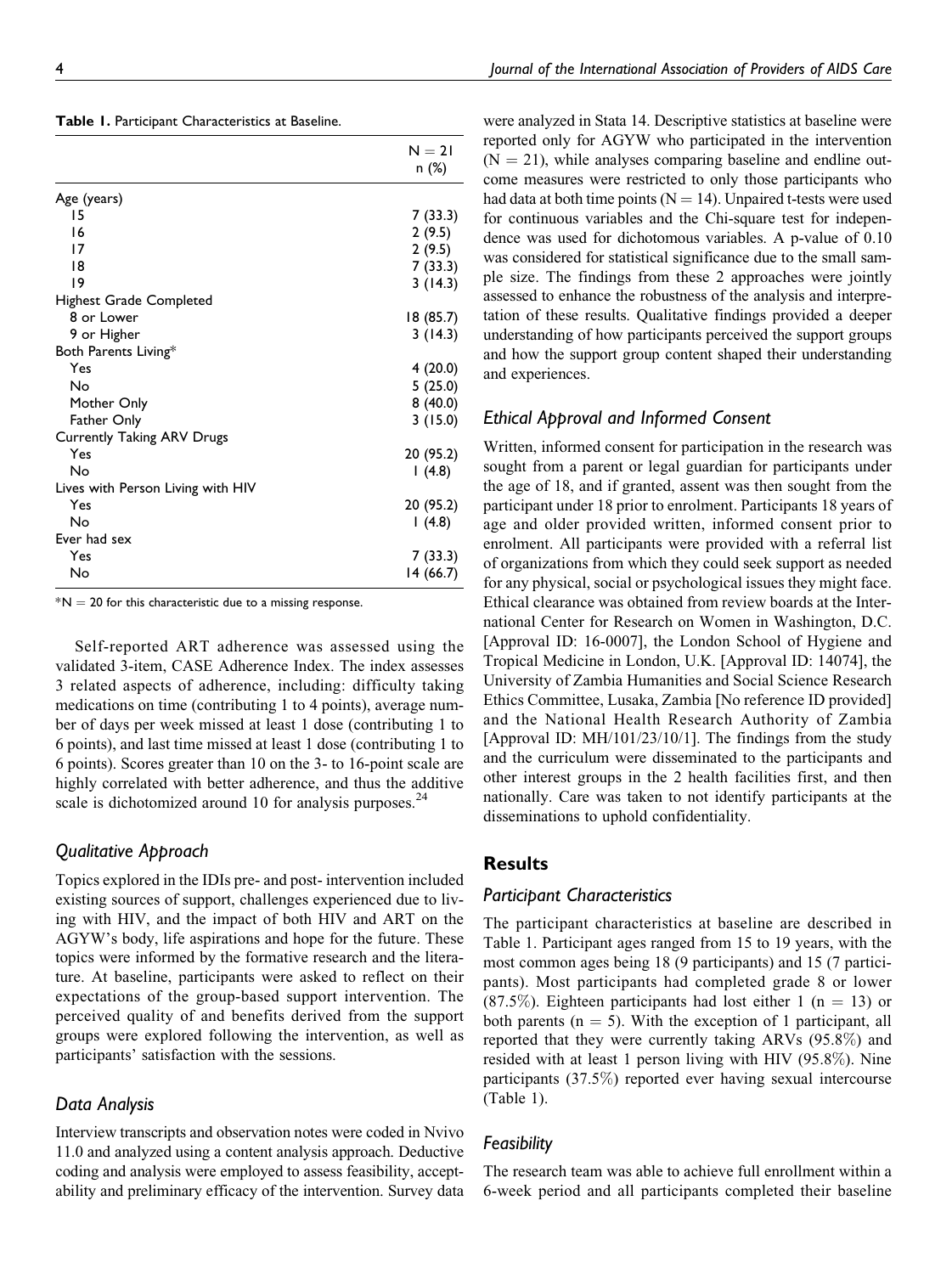**Table 1.** Participant Characteristics at Baseline.

| | N = 21 n (%) |
|---|---|
| Age (years) | |
| 15 | 7 (33.3) |
| 16 | 2 (9.5) |
| 17 | 2 (9.5) |
| 18 | 7 (33.3) |
| 19 | 3 (14.3) |
| Highest Grade Completed | |
| 8 or Lower | 18 (85.7) |
| 9 or Higher | 3 (14.3) |
| Both Parents Living* | |
| Yes | 4 (20.0) |
| No | 5 (25.0) |
| Mother Only | 8 (40.0) |
| Father Only | 3 (15.0) |
| Currently Taking ARV Drugs | |
| Yes | 20 (95.2) |
| No | 1 (4.8) |
| Lives with Person Living with HIV | |
| Yes | 20 (95.2) |
| No | 1 (4.8) |
| Ever had sex | |
| Yes | 7 (33.3) |
| No | 14 (66.7) |

*N = 20 for this characteristic due to a missing response.

Self-reported ART adherence was assessed using the validated 3-item, CASE Adherence Index. The index assesses 3 related aspects of adherence, including: difficulty taking medications on time (contributing 1 to 4 points), average number of days per week missed at least 1 dose (contributing 1 to 6 points), and last time missed at least 1 dose (contributing 1 to 6 points). Scores greater than 10 on the 3- to 16-point scale are highly correlated with better adherence, and thus the additive scale is dichotomized around 10 for analysis purposes.[24]

### Qualitative Approach

Topics explored in the IDIs pre- and post- intervention included existing sources of support, challenges experienced due to living with HIV, and the impact of both HIV and ART on the AGYW's body, life aspirations and hope for the future. These topics were informed by the formative research and the literature. At baseline, participants were asked to reflect on their expectations of the group-based support intervention. The perceived quality of and benefits derived from the support groups were explored following the intervention, as well as participants' satisfaction with the sessions.

### Data Analysis

Interview transcripts and observation notes were coded in Nvivo 11.0 and analyzed using a content analysis approach. Deductive coding and analysis were employed to assess feasibility, acceptability and preliminary efficacy of the intervention. Survey data were analyzed in Stata 14. Descriptive statistics at baseline were reported only for AGYW who participated in the intervention (N = 21), while analyses comparing baseline and endline outcome measures were restricted to only those participants who had data at both time points (N = 14). Unpaired t-tests were used for continuous variables and the Chi-square test for independence was used for dichotomous variables. A p-value of 0.10 was considered for statistical significance due to the small sample size. The findings from these 2 approaches were jointly assessed to enhance the robustness of the analysis and interpretation of these results. Qualitative findings provided a deeper understanding of how participants perceived the support groups and how the support group content shaped their understanding and experiences.

### Ethical Approval and Informed Consent

Written, informed consent for participation in the research was sought from a parent or legal guardian for participants under the age of 18, and if granted, assent was then sought from the participant under 18 prior to enrolment. Participants 18 years of age and older provided written, informed consent prior to enrolment. All participants were provided with a referral list of organizations from which they could seek support as needed for any physical, social or psychological issues they might face. Ethical clearance was obtained from review boards at the International Center for Research on Women in Washington, D.C. [Approval ID: 16-0007], the London School of Hygiene and Tropical Medicine in London, U.K. [Approval ID: 14074], the University of Zambia Humanities and Social Science Research Ethics Committee, Lusaka, Zambia [No reference ID provided] and the National Health Research Authority of Zambia [Approval ID: MH/101/23/10/1]. The findings from the study and the curriculum were disseminated to the participants and other interest groups in the 2 health facilities first, and then nationally. Care was taken to not identify participants at the disseminations to uphold confidentiality.

## Results

### Participant Characteristics

The participant characteristics at baseline are described in Table 1. Participant ages ranged from 15 to 19 years, with the most common ages being 18 (9 participants) and 15 (7 participants). Most participants had completed grade 8 or lower (87.5%). Eighteen participants had lost either 1 (n = 13) or both parents (n = 5). With the exception of 1 participant, all reported that they were currently taking ARVs (95.8%) and resided with at least 1 person living with HIV (95.8%). Nine participants (37.5%) reported ever having sexual intercourse (Table 1).

### Feasibility

The research team was able to achieve full enrollment within a 6-week period and all participants completed their baseline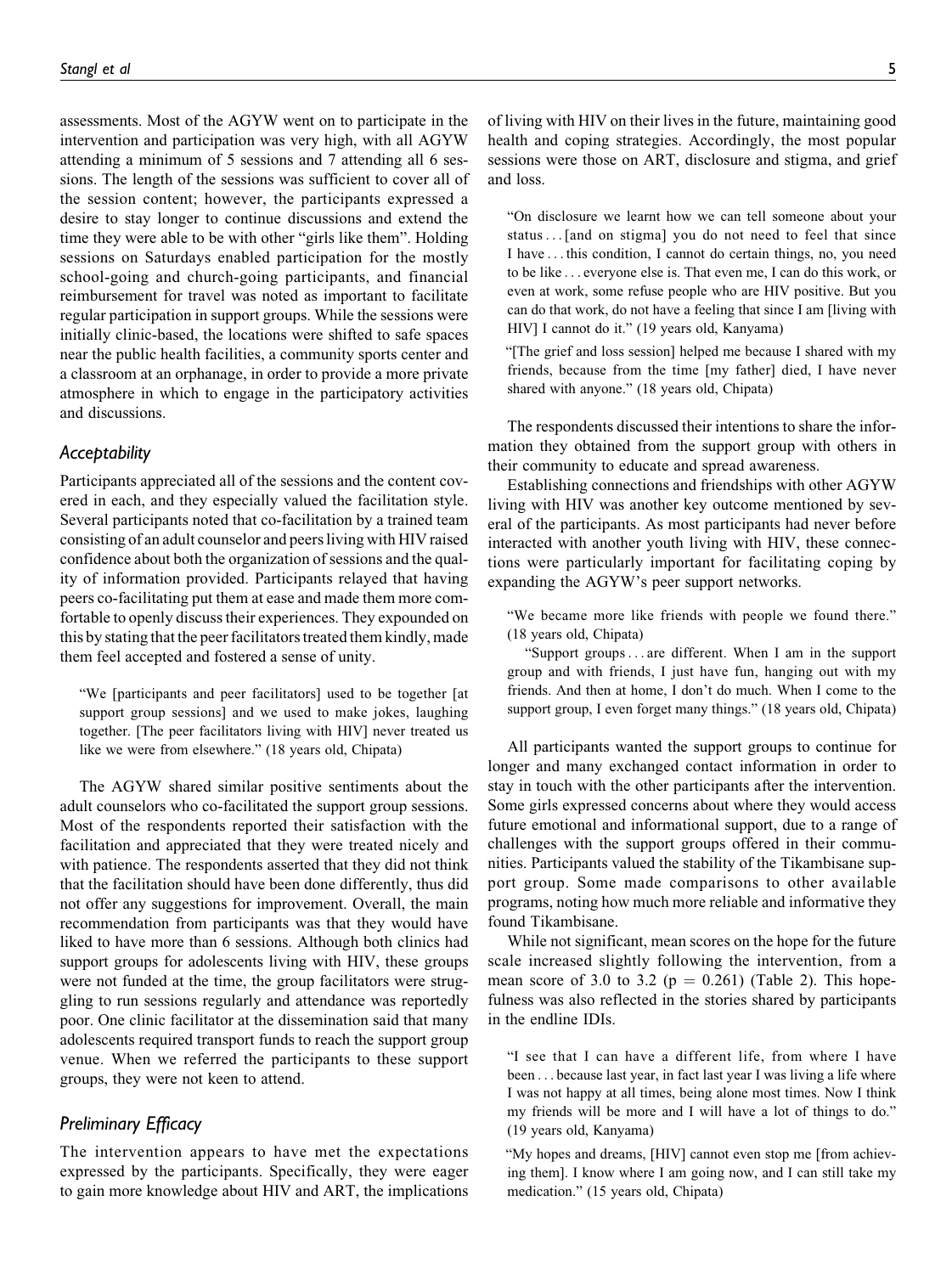assessments. Most of the AGYW went on to participate in the intervention and participation was very high, with all AGYW attending a minimum of 5 sessions and 7 attending all 6 sessions. The length of the sessions was sufficient to cover all of the session content; however, the participants expressed a desire to stay longer to continue discussions and extend the time they were able to be with other "girls like them". Holding sessions on Saturdays enabled participation for the mostly school-going and church-going participants, and financial reimbursement for travel was noted as important to facilitate regular participation in support groups. While the sessions were initially clinic-based, the locations were shifted to safe spaces near the public health facilities, a community sports center and a classroom at an orphanage, in order to provide a more private atmosphere in which to engage in the participatory activities and discussions.

### *Acceptability*

Participants appreciated all of the sessions and the content covered in each, and they especially valued the facilitation style. Several participants noted that co-facilitation by a trained team consisting of an adult counselor and peers living with HIV raised confidence about both the organization of sessions and the quality of information provided. Participants relayed that having peers co-facilitating put them at ease and made them more comfortable to openly discuss their experiences. They expounded on this by stating that the peer facilitators treated them kindly, made them feel accepted and fostered a sense of unity.

> "We [participants and peer facilitators] used to be together [at support group sessions] and we used to make jokes, laughing together. [The peer facilitators living with HIV] never treated us like we were from elsewhere." (18 years old, Chipata)

The AGYW shared similar positive sentiments about the adult counselors who co-facilitated the support group sessions. Most of the respondents reported their satisfaction with the facilitation and appreciated that they were treated nicely and with patience. The respondents asserted that they did not think that the facilitation should have been done differently, thus did not offer any suggestions for improvement. Overall, the main recommendation from participants was that they would have liked to have more than 6 sessions. Although both clinics had support groups for adolescents living with HIV, these groups were not funded at the time, the group facilitators were struggling to run sessions regularly and attendance was reportedly poor. One clinic facilitator at the dissemination said that many adolescents required transport funds to reach the support group venue. When we referred the participants to these support groups, they were not keen to attend.

### *Preliminary Efficacy*

The intervention appears to have met the expectations expressed by the participants. Specifically, they were eager to gain more knowledge about HIV and ART, the implications of living with HIV on their lives in the future, maintaining good health and coping strategies. Accordingly, the most popular sessions were those on ART, disclosure and stigma, and grief and loss.

> "On disclosure we learnt how we can tell someone about your status... [and on stigma] you do not need to feel that since I have... this condition, I cannot do certain things, no, you need to be like... everyone else is. That even me, I can do this work, or even at work, some refuse people who are HIV positive. But you can do that work, do not have a feeling that since I am [living with HIV] I cannot do it." (19 years old, Kanyama)

> "[The grief and loss session] helped me because I shared with my friends, because from the time [my father] died, I have never shared with anyone." (18 years old, Chipata)

The respondents discussed their intentions to share the information they obtained from the support group with others in their community to educate and spread awareness.

Establishing connections and friendships with other AGYW living with HIV was another key outcome mentioned by several of the participants. As most participants had never before interacted with another youth living with HIV, these connections were particularly important for facilitating coping by expanding the AGYW's peer support networks.

> "We became more like friends with people we found there." (18 years old, Chipata)
>
> "Support groups... are different. When I am in the support group and with friends, I just have fun, hanging out with my friends. And then at home, I don't do much. When I come to the support group, I even forget many things." (18 years old, Chipata)

All participants wanted the support groups to continue for longer and many exchanged contact information in order to stay in touch with the other participants after the intervention. Some girls expressed concerns about where they would access future emotional and informational support, due to a range of challenges with the support groups offered in their communities. Participants valued the stability of the Tikambisane support group. Some made comparisons to other available programs, noting how much more reliable and informative they found Tikambisane.

While not significant, mean scores on the hope for the future scale increased slightly following the intervention, from a mean score of 3.0 to 3.2 ($p = 0.261$) (Table 2). This hopefulness was also reflected in the stories shared by participants in the endline IDIs.

> "I see that I can have a different life, from where I have been... because last year, in fact last year I was living a life where I was not happy at all times, being alone most times. Now I think my friends will be more and I will have a lot of things to do." (19 years old, Kanyama)

> "My hopes and dreams, [HIV] cannot even stop me [from achieving them]. I know where I am going now, and I can still take my medication." (15 years old, Chipata)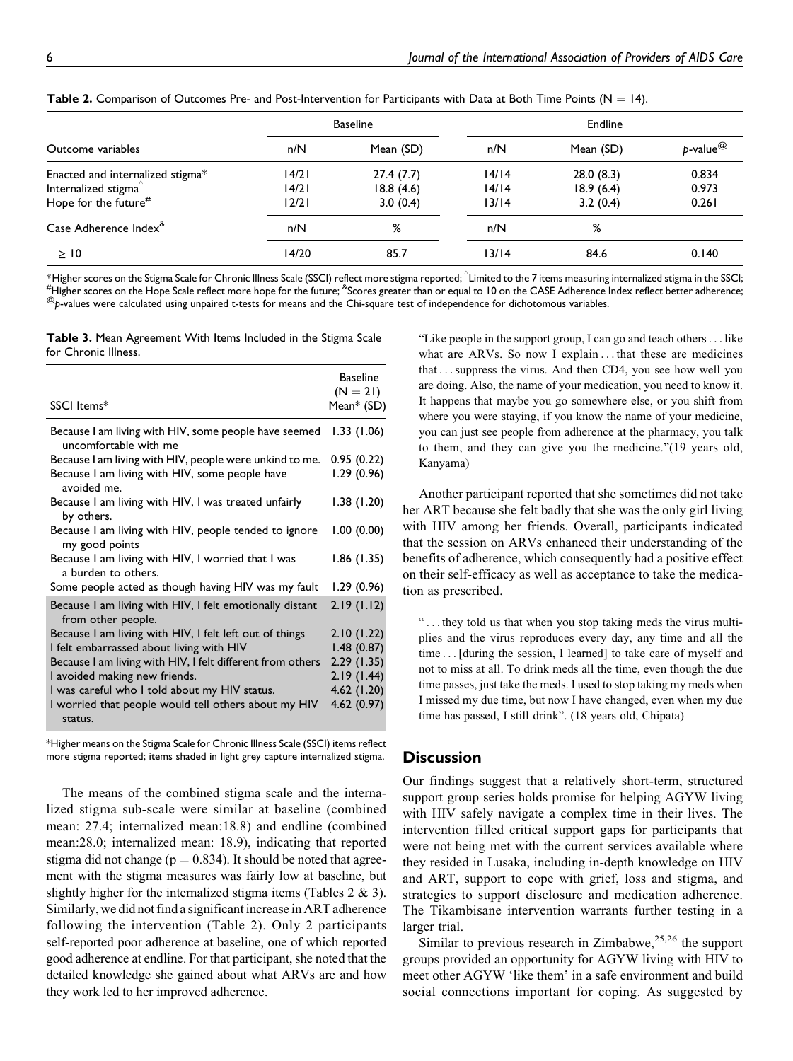**Table 2.** Comparison of Outcomes Pre- and Post-Intervention for Participants with Data at Both Time Points (N = 14).

| Outcome variables | Baseline | | Endline | | |
|---|---|---|---|---|---|
| | n/N | Mean (SD) | n/N | Mean (SD) | p-value[@] |
| Enacted and internalized stigma* | 14/21 | 27.4 (7.7) | 14/14 | 28.0 (8.3) | 0.834 |
| Internalized stigma^ | 14/21 | 18.8 (4.6) | 14/14 | 18.9 (6.4) | 0.973 |
| Hope for the future[#] | 12/21 | 3.0 (0.4) | 13/14 | 3.2 (0.4) | 0.261 |
| Case Adherence Index[&] | n/N | % | n/N | % | |
| ≥ 10 | 14/20 | 85.7 | 13/14 | 84.6 | 0.140 |

*Higher scores on the Stigma Scale for Chronic Illness Scale (SSCI) reflect more stigma reported; ^Limited to the 7 items measuring internalized stigma in the SSCI; [#]Higher scores on the Hope Scale reflect more hope for the future; [&]Scores greater than or equal to 10 on the CASE Adherence Index reflect better adherence; [@]p-values were calculated using unpaired t-tests for means and the Chi-square test of independence for dichotomous variables.

**Table 3.** Mean Agreement With Items Included in the Stigma Scale for Chronic Illness.

| SSCI Items* | Baseline (N = 21) Mean* (SD) |
|---|---|
| Because I am living with HIV, some people have seemed uncomfortable with me | 1.33 (1.06) |
| Because I am living with HIV, people were unkind to me. | 0.95 (0.22) |
| Because I am living with HIV, some people have avoided me. | 1.29 (0.96) |
| Because I am living with HIV, I was treated unfairly by others. | 1.38 (1.20) |
| Because I am living with HIV, people tended to ignore my good points | 1.00 (0.00) |
| Because I am living with HIV, I worried that I was a burden to others. | 1.86 (1.35) |
| Some people acted as though having HIV was my fault | 1.29 (0.96) |
| Because I am living with HIV, I felt emotionally distant from other people. | 2.19 (1.12) |
| Because I am living with HIV, I felt left out of things | 2.10 (1.22) |
| I felt embarrassed about living with HIV | 1.48 (0.87) |
| Because I am living with HIV, I felt different from others | 2.29 (1.35) |
| I avoided making new friends. | 2.19 (1.44) |
| I was careful who I told about my HIV status. | 4.62 (1.20) |
| I worried that people would tell others about my HIV status. | 4.62 (0.97) |

*Higher means on the Stigma Scale for Chronic Illness Scale (SSCI) items reflect more stigma reported; items shaded in light grey capture internalized stigma.

The means of the combined stigma scale and the internalized stigma sub-scale were similar at baseline (combined mean: 27.4; internalized mean:18.8) and endline (combined mean:28.0; internalized mean: 18.9), indicating that reported stigma did not change ($p = 0.834$). It should be noted that agreement with the stigma measures was fairly low at baseline, but slightly higher for the internalized stigma items (Tables 2 & 3). Similarly, we did not find a significant increase in ART adherence following the intervention (Table 2). Only 2 participants self-reported poor adherence at baseline, one of which reported good adherence at endline. For that participant, she noted that the detailed knowledge she gained about what ARVs are and how they work led to her improved adherence.

> "Like people in the support group, I can go and teach others . . . like what are ARVs. So now I explain . . . that these are medicines that . . . suppress the virus. And then CD4, you see how well you are doing. Also, the name of your medication, you need to know it. It happens that maybe you go somewhere else, or you shift from where you were staying, if you know the name of your medicine, you can just see people from adherence at the pharmacy, you talk to them, and they can give you the medicine."(19 years old, Kanyama)

Another participant reported that she sometimes did not take her ART because she felt badly that she was the only girl living with HIV among her friends. Overall, participants indicated that the session on ARVs enhanced their understanding of the benefits of adherence, which consequently had a positive effect on their self-efficacy as well as acceptance to take the medication as prescribed.

> " . . . they told us that when you stop taking meds the virus multiplies and the virus reproduces every day, any time and all the time . . . [during the session, I learned] to take care of myself and not to miss at all. To drink meds all the time, even though the due time passes, just take the meds. I used to stop taking my meds when I missed my due time, but now I have changed, even when my due time has passed, I still drink". (18 years old, Chipata)

## Discussion

Our findings suggest that a relatively short-term, structured support group series holds promise for helping AGYW living with HIV safely navigate a complex time in their lives. The intervention filled critical support gaps for participants that were not being met with the current services available where they resided in Lusaka, including in-depth knowledge on HIV and ART, support to cope with grief, loss and stigma, and strategies to support disclosure and medication adherence. The Tikambisane intervention warrants further testing in a larger trial.

Similar to previous research in Zimbabwe,[25,26] the support groups provided an opportunity for AGYW living with HIV to meet other AGYW 'like them' in a safe environment and build social connections important for coping. As suggested by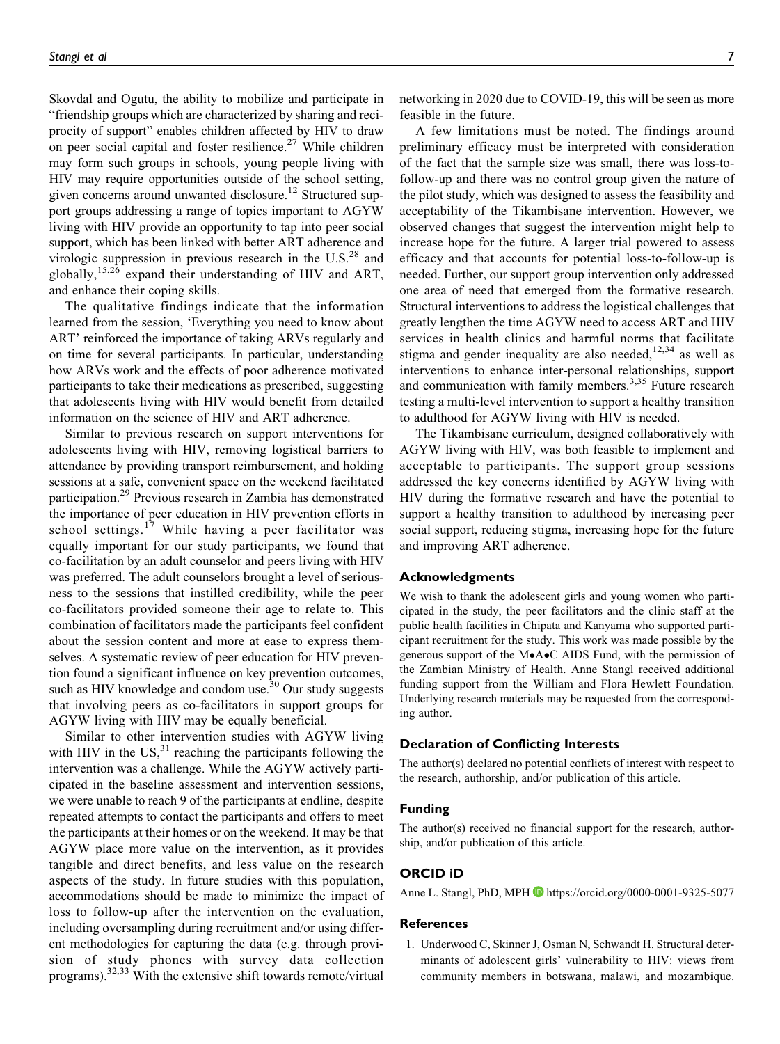Skovdal and Ogutu, the ability to mobilize and participate in "friendship groups which are characterized by sharing and reciprocity of support" enables children affected by HIV to draw on peer social capital and foster resilience.[27] While children may form such groups in schools, young people living with HIV may require opportunities outside of the school setting, given concerns around unwanted disclosure.[12] Structured support groups addressing a range of topics important to AGYW living with HIV provide an opportunity to tap into peer social support, which has been linked with better ART adherence and virologic suppression in previous research in the U.S.[28] and globally,[15,26] expand their understanding of HIV and ART, and enhance their coping skills.

The qualitative findings indicate that the information learned from the session, 'Everything you need to know about ART' reinforced the importance of taking ARVs regularly and on time for several participants. In particular, understanding how ARVs work and the effects of poor adherence motivated participants to take their medications as prescribed, suggesting that adolescents living with HIV would benefit from detailed information on the science of HIV and ART adherence.

Similar to previous research on support interventions for adolescents living with HIV, removing logistical barriers to attendance by providing transport reimbursement, and holding sessions at a safe, convenient space on the weekend facilitated participation.[29] Previous research in Zambia has demonstrated the importance of peer education in HIV prevention efforts in school settings.[17] While having a peer facilitator was equally important for our study participants, we found that co-facilitation by an adult counselor and peers living with HIV was preferred. The adult counselors brought a level of seriousness to the sessions that instilled credibility, while the peer co-facilitators provided someone their age to relate to. This combination of facilitators made the participants feel confident about the session content and more at ease to express themselves. A systematic review of peer education for HIV prevention found a significant influence on key prevention outcomes, such as HIV knowledge and condom use.[30] Our study suggests that involving peers as co-facilitators in support groups for AGYW living with HIV may be equally beneficial.

Similar to other intervention studies with AGYW living with HIV in the US,[31] reaching the participants following the intervention was a challenge. While the AGYW actively participated in the baseline assessment and intervention sessions, we were unable to reach 9 of the participants at endline, despite repeated attempts to contact the participants and offers to meet the participants at their homes or on the weekend. It may be that AGYW place more value on the intervention, as it provides tangible and direct benefits, and less value on the research aspects of the study. In future studies with this population, accommodations should be made to minimize the impact of loss to follow-up after the intervention on the evaluation, including oversampling during recruitment and/or using different methodologies for capturing the data (e.g. through provision of study phones with survey data collection programs).[32,33] With the extensive shift towards remote/virtual networking in 2020 due to COVID-19, this will be seen as more feasible in the future.

A few limitations must be noted. The findings around preliminary efficacy must be interpreted with consideration of the fact that the sample size was small, there was loss-to-follow-up and there was no control group given the nature of the pilot study, which was designed to assess the feasibility and acceptability of the Tikambisane intervention. However, we observed changes that suggest the intervention might help to increase hope for the future. A larger trial powered to assess efficacy and that accounts for potential loss-to-follow-up is needed. Further, our support group intervention only addressed one area of need that emerged from the formative research. Structural interventions to address the logistical challenges that greatly lengthen the time AGYW need to access ART and HIV services in health clinics and harmful norms that facilitate stigma and gender inequality are also needed,[12,34] as well as interventions to enhance inter-personal relationships, support and communication with family members.[3,35] Future research testing a multi-level intervention to support a healthy transition to adulthood for AGYW living with HIV is needed.

The Tikambisane curriculum, designed collaboratively with AGYW living with HIV, was both feasible to implement and acceptable to participants. The support group sessions addressed the key concerns identified by AGYW living with HIV during the formative research and have the potential to support a healthy transition to adulthood by increasing peer social support, reducing stigma, increasing hope for the future and improving ART adherence.

## Acknowledgments

We wish to thank the adolescent girls and young women who participated in the study, the peer facilitators and the clinic staff at the public health facilities in Chipata and Kanyama who supported participant recruitment for the study. This work was made possible by the generous support of the M•A•C AIDS Fund, with the permission of the Zambian Ministry of Health. Anne Stangl received additional funding support from the William and Flora Hewlett Foundation. Underlying research materials may be requested from the corresponding author.

## Declaration of Conflicting Interests

The author(s) declared no potential conflicts of interest with respect to the research, authorship, and/or publication of this article.

## Funding

The author(s) received no financial support for the research, authorship, and/or publication of this article.

## ORCID iD

Anne L. Stangl, PhD, MPH https://orcid.org/0000-0001-9325-5077

## References

1. Underwood C, Skinner J, Osman N, Schwandt H. Structural determinants of adolescent girls' vulnerability to HIV: views from community members in botswana, malawi, and mozambique.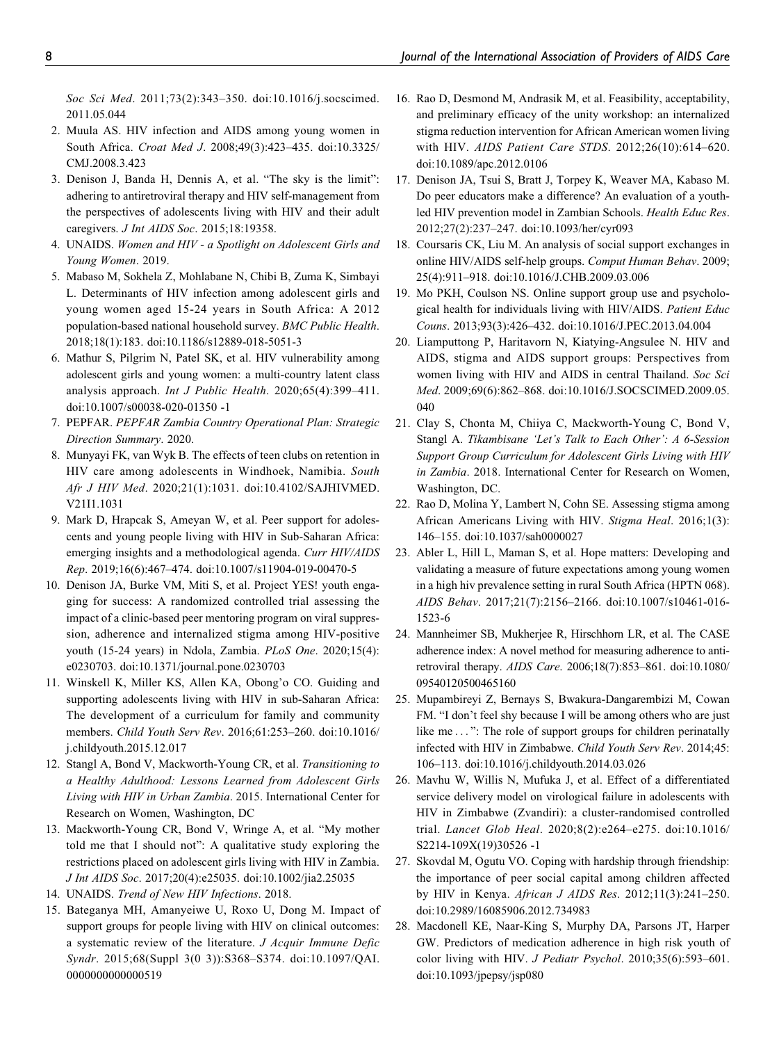*Soc Sci Med*. 2011;73(2):343–350. doi:10.1016/j.socscimed.2011.05.044

2. Muula AS. HIV infection and AIDS among young women in South Africa. *Croat Med J*. 2008;49(3):423–435. doi:10.3325/CMJ.2008.3.423
3. Denison J, Banda H, Dennis A, et al. “The sky is the limit”: adhering to antiretroviral therapy and HIV self-management from the perspectives of adolescents living with HIV and their adult caregivers. *J Int AIDS Soc*. 2015;18:19358.
4. UNAIDS. *Women and HIV - a Spotlight on Adolescent Girls and Young Women*. 2019.
5. Mabaso M, Sokhela Z, Mohlabane N, Chibi B, Zuma K, Simbayi L. Determinants of HIV infection among adolescent girls and young women aged 15-24 years in South Africa: A 2012 population-based national household survey. *BMC Public Health*. 2018;18(1):183. doi:10.1186/s12889-018-5051-3
6. Mathur S, Pilgrim N, Patel SK, et al. HIV vulnerability among adolescent girls and young women: a multi-country latent class analysis approach. *Int J Public Health*. 2020;65(4):399–411. doi:10.1007/s00038-020-01350 -1
7. PEPFAR. *PEPFAR Zambia Country Operational Plan: Strategic Direction Summary*. 2020.
8. Munyayi FK, van Wyk B. The effects of teen clubs on retention in HIV care among adolescents in Windhoek, Namibia. *South Afr J HIV Med*. 2020;21(1):1031. doi:10.4102/SAJHIVMED.V21I1.1031
9. Mark D, Hrapcak S, Ameyan W, et al. Peer support for adolescents and young people living with HIV in Sub-Saharan Africa: emerging insights and a methodological agenda. *Curr HIV/AIDS Rep*. 2019;16(6):467–474. doi:10.1007/s11904-019-00470-5
10. Denison JA, Burke VM, Miti S, et al. Project YES! youth engaging for success: A randomized controlled trial assessing the impact of a clinic-based peer mentoring program on viral suppression, adherence and internalized stigma among HIV-positive youth (15-24 years) in Ndola, Zambia. *PLoS One*. 2020;15(4):e0230703. doi:10.1371/journal.pone.0230703
11. Winskell K, Miller KS, Allen KA, Obong’o CO. Guiding and supporting adolescents living with HIV in sub-Saharan Africa: The development of a curriculum for family and community members. *Child Youth Serv Rev*. 2016;61:253–260. doi:10.1016/j.childyouth.2015.12.017
12. Stangl A, Bond V, Mackworth-Young CR, et al. *Transitioning to a Healthy Adulthood: Lessons Learned from Adolescent Girls Living with HIV in Urban Zambia*. 2015. International Center for Research on Women, Washington, DC
13. Mackworth-Young CR, Bond V, Wringe A, et al. “My mother told me that I should not”: A qualitative study exploring the restrictions placed on adolescent girls living with HIV in Zambia. *J Int AIDS Soc*. 2017;20(4):e25035. doi:10.1002/jia2.25035
14. UNAIDS. *Trend of New HIV Infections*. 2018.
15. Bateganya MH, Amanyeiwe U, Roxo U, Dong M. Impact of support groups for people living with HIV on clinical outcomes: a systematic review of the literature. *J Acquir Immune Defic Syndr*. 2015;68(Suppl 3(0 3)):S368–S374. doi:10.1097/QAI.0000000000000519
16. Rao D, Desmond M, Andrasik M, et al. Feasibility, acceptability, and preliminary efficacy of the unity workshop: an internalized stigma reduction intervention for African American women living with HIV. *AIDS Patient Care STDS*. 2012;26(10):614–620. doi:10.1089/apc.2012.0106
17. Denison JA, Tsui S, Bratt J, Torpey K, Weaver MA, Kabaso M. Do peer educators make a difference? An evaluation of a youth-led HIV prevention model in Zambian Schools. *Health Educ Res*. 2012;27(2):237–247. doi:10.1093/her/cyr093
18. Coursaris CK, Liu M. An analysis of social support exchanges in online HIV/AIDS self-help groups. *Comput Human Behav*. 2009;25(4):911–918. doi:10.1016/J.CHB.2009.03.006
19. Mo PKH, Coulson NS. Online support group use and psychological health for individuals living with HIV/AIDS. *Patient Educ Couns*. 2013;93(3):426–432. doi:10.1016/J.PEC.2013.04.004
20. Liamputtong P, Haritavorn N, Kiatying-Angsulee N. HIV and AIDS, stigma and AIDS support groups: Perspectives from women living with HIV and AIDS in central Thailand. *Soc Sci Med*. 2009;69(6):862–868. doi:10.1016/J.SOCSCIMED.2009.05.040
21. Clay S, Chonta M, Chiiya C, Mackworth-Young C, Bond V, Stangl A. *Tikambisane ‘Let’s Talk to Each Other’: A 6-Session Support Group Curriculum for Adolescent Girls Living with HIV in Zambia*. 2018. International Center for Research on Women, Washington, DC.
22. Rao D, Molina Y, Lambert N, Cohn SE. Assessing stigma among African Americans Living with HIV. *Stigma Heal*. 2016;1(3):146–155. doi:10.1037/sah0000027
23. Abler L, Hill L, Maman S, et al. Hope matters: Developing and validating a measure of future expectations among young women in a high hiv prevalence setting in rural South Africa (HPTN 068). *AIDS Behav*. 2017;21(7):2156–2166. doi:10.1007/s10461-016-1523-6
24. Mannheimer SB, Mukherjee R, Hirschhorn LR, et al. The CASE adherence index: A novel method for measuring adherence to antiretroviral therapy. *AIDS Care*. 2006;18(7):853–861. doi:10.1080/09540120500465160
25. Mupambireyi Z, Bernays S, Bwakura-Dangarembizi M, Cowan FM. “I don’t feel shy because I will be among others who are just like me ... ”: The role of support groups for children perinatally infected with HIV in Zimbabwe. *Child Youth Serv Rev*. 2014;45:106–113. doi:10.1016/j.childyouth.2014.03.026
26. Mavhu W, Willis N, Mufuka J, et al. Effect of a differentiated service delivery model on virological failure in adolescents with HIV in Zimbabwe (Zvandiri): a cluster-randomised controlled trial. *Lancet Glob Heal*. 2020;8(2):e264–e275. doi:10.1016/S2214-109X(19)30526 -1
27. Skovdal M, Ogutu VO. Coping with hardship through friendship: the importance of peer social capital among children affected by HIV in Kenya. *African J AIDS Res*. 2012;11(3):241–250. doi:10.2989/16085906.2012.734983
28. Macdonell KE, Naar-King S, Murphy DA, Parsons JT, Harper GW. Predictors of medication adherence in high risk youth of color living with HIV. *J Pediatr Psychol*. 2010;35(6):593–601. doi:10.1093/jpepsy/jsp080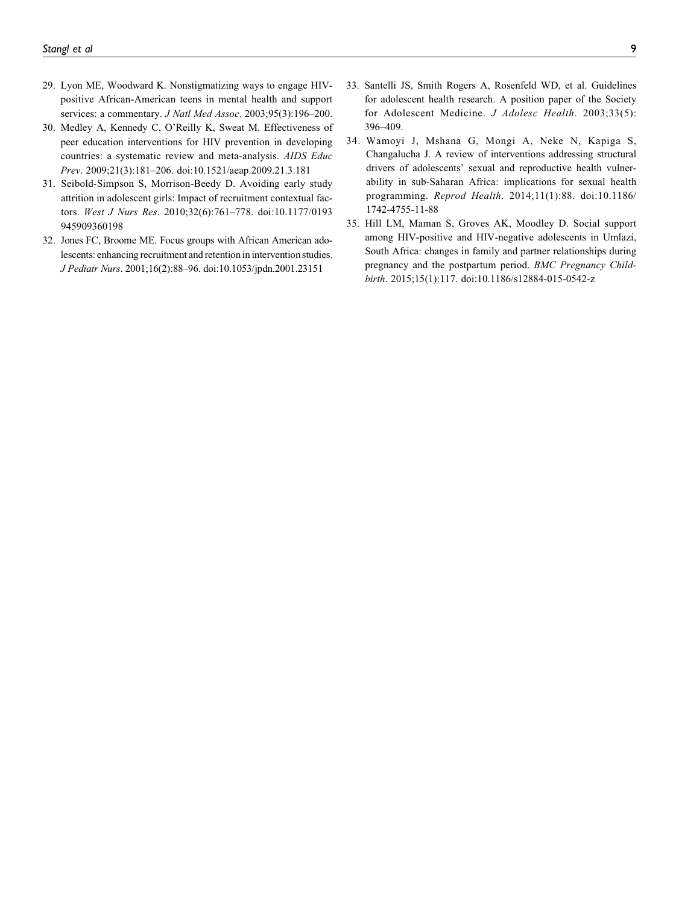29. Lyon ME, Woodward K. Nonstigmatizing ways to engage HIV-positive African-American teens in mental health and support services: a commentary. *J Natl Med Assoc*. 2003;95(3):196–200.
30. Medley A, Kennedy C, O'Reilly K, Sweat M. Effectiveness of peer education interventions for HIV prevention in developing countries: a systematic review and meta-analysis. *AIDS Educ Prev*. 2009;21(3):181–206. doi:10.1521/aeap.2009.21.3.181
31. Seibold-Simpson S, Morrison-Beedy D. Avoiding early study attrition in adolescent girls: Impact of recruitment contextual factors. *West J Nurs Res*. 2010;32(6):761–778. doi:10.1177/0193945909360198
32. Jones FC, Broome ME. Focus groups with African American adolescents: enhancing recruitment and retention in intervention studies. *J Pediatr Nurs*. 2001;16(2):88–96. doi:10.1053/jpdn.2001.23151
33. Santelli JS, Smith Rogers A, Rosenfeld WD, et al. Guidelines for adolescent health research. A position paper of the Society for Adolescent Medicine. *J Adolesc Health*. 2003;33(5): 396–409.
34. Wamoyi J, Mshana G, Mongi A, Neke N, Kapiga S, Changalucha J. A review of interventions addressing structural drivers of adolescents' sexual and reproductive health vulnerability in sub-Saharan Africa: implications for sexual health programming. *Reprod Health*. 2014;11(1):88. doi:10.1186/1742-4755-11-88
35. Hill LM, Maman S, Groves AK, Moodley D. Social support among HIV-positive and HIV-negative adolescents in Umlazi, South Africa: changes in family and partner relationships during pregnancy and the postpartum period. *BMC Pregnancy Childbirth*. 2015;15(1):117. doi:10.1186/s12884-015-0542-z